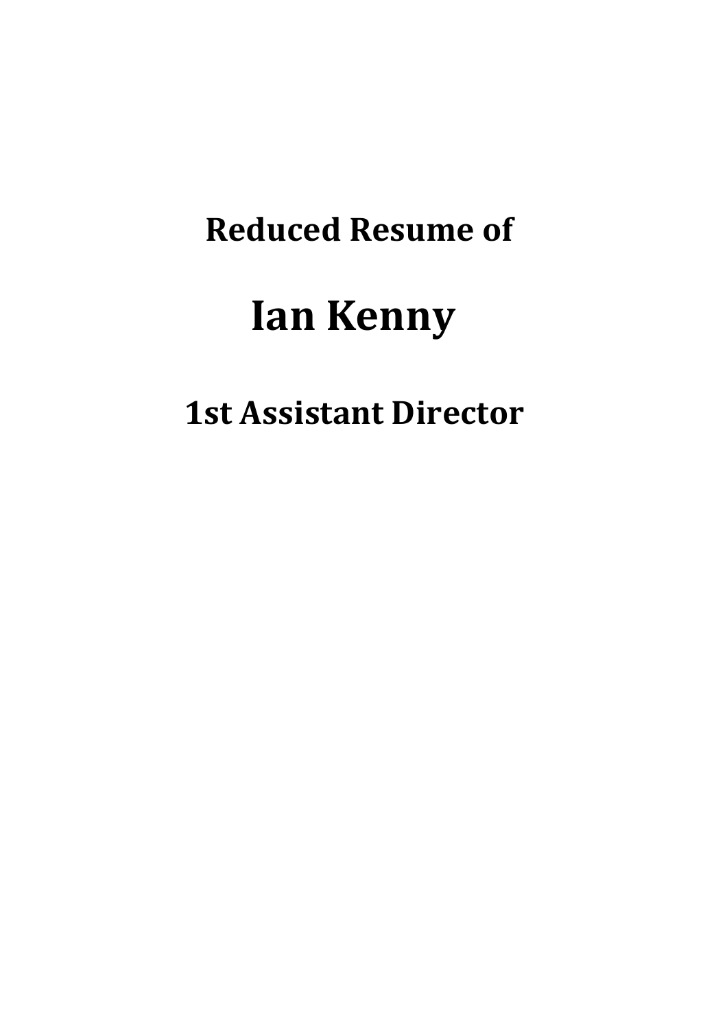## Reduced Resume of

# Ian Kenny

## 1st Assistant Director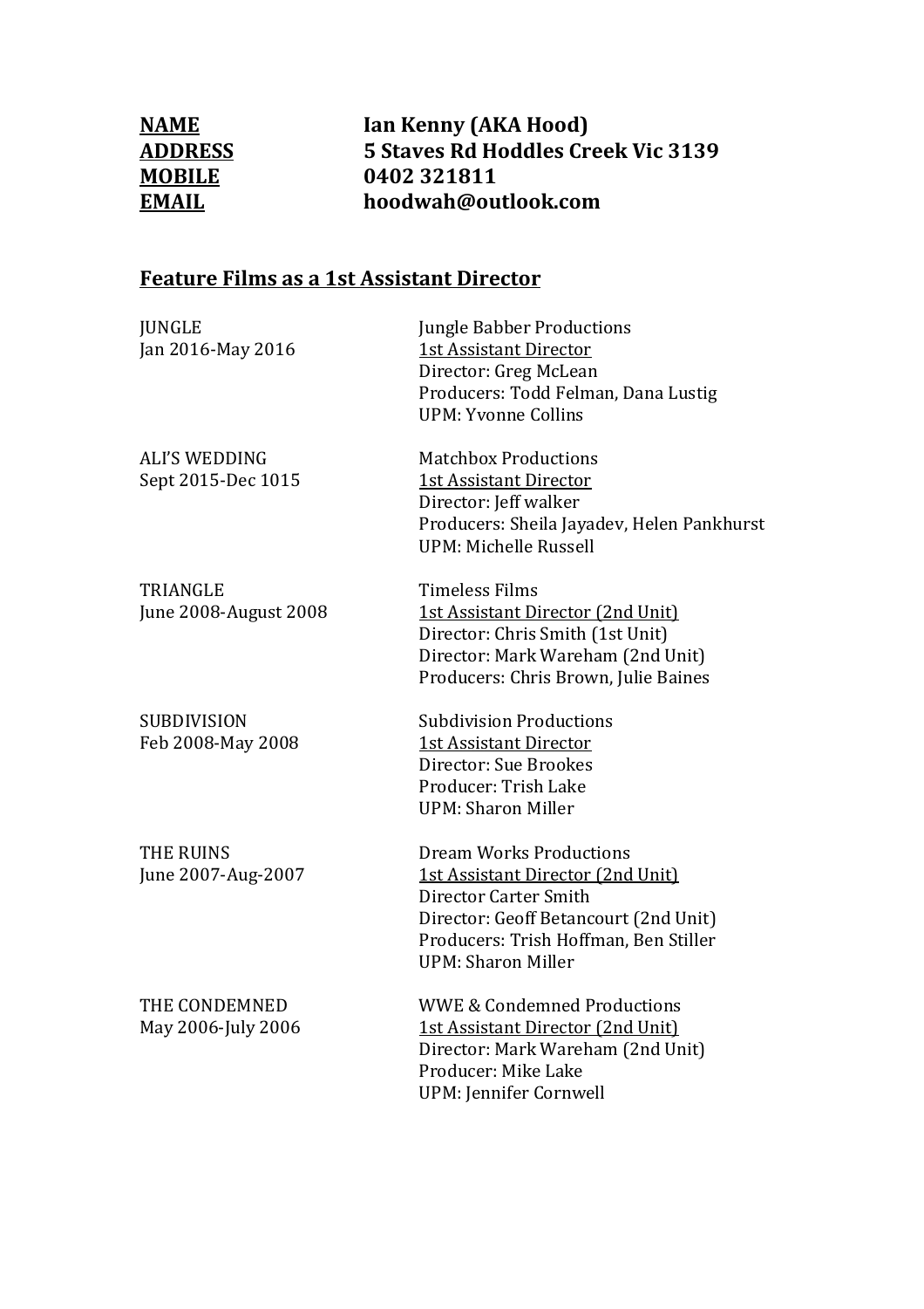| **NAME** | **Ian Kenny (AKA Hood)** |
|---|---|
| **ADDRESS** | **5 Staves Rd Hoddles Creek Vic 3139** |
| **MOBILE** | **0402 321811** |
| **EMAIL** | **hoodwah@outlook.com** |

## Feature Films as a 1st Assistant Director

JUNGLE
Jan 2016-May 2016

Jungle Babber Productions
1st Assistant Director
Director: Greg McLean
Producers: Todd Felman, Dana Lustig
UPM: Yvonne Collins

ALI'S WEDDING
Sept 2015-Dec 1015

Matchbox Productions
1st Assistant Director
Director: Jeff walker
Producers: Sheila Jayadev, Helen Pankhurst
UPM: Michelle Russell

TRIANGLE
June 2008-August 2008

Timeless Films
1st Assistant Director (2nd Unit)
Director: Chris Smith (1st Unit)
Director: Mark Wareham (2nd Unit)
Producers: Chris Brown, Julie Baines

SUBDIVISION
Feb 2008-May 2008

Subdivision Productions
1st Assistant Director
Director: Sue Brookes
Producer: Trish Lake
UPM: Sharon Miller

THE RUINS
June 2007-Aug-2007

Dream Works Productions
1st Assistant Director (2nd Unit)
Director Carter Smith
Director: Geoff Betancourt (2nd Unit)
Producers: Trish Hoffman, Ben Stiller
UPM: Sharon Miller

THE CONDEMNED
May 2006-July 2006

WWE & Condemned Productions
1st Assistant Director (2nd Unit)
Director: Mark Wareham (2nd Unit)
Producer: Mike Lake
UPM: Jennifer Cornwell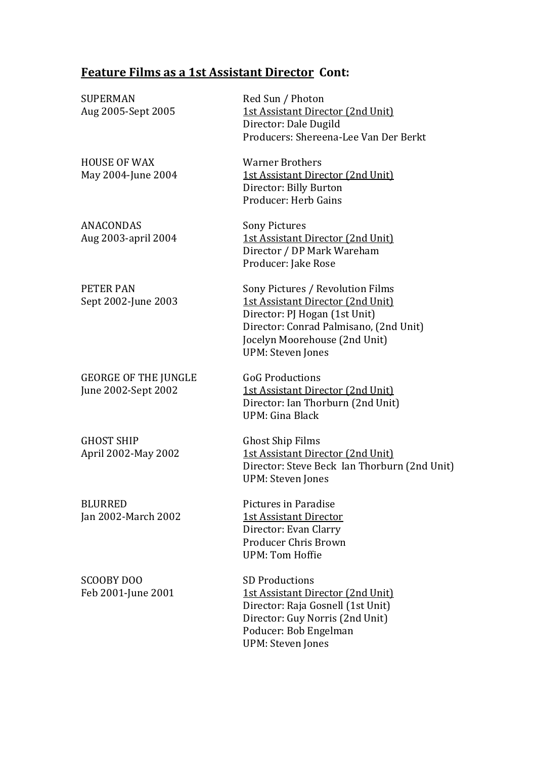## **Feature Films as a 1st Assistant Director Cont:**

SUPERMAN
Aug 2005-Sept 2005

Red Sun / Photon
1st Assistant Director (2nd Unit)
Director: Dale Dugild
Producers: Shereena-Lee Van Der Berkt

HOUSE OF WAX
May 2004-June 2004

Warner Brothers
1st Assistant Director (2nd Unit)
Director: Billy Burton
Producer: Herb Gains

ANACONDAS
Aug 2003-april 2004

Sony Pictures
1st Assistant Director (2nd Unit)
Director / DP Mark Wareham
Producer: Jake Rose

PETER PAN
Sept 2002-June 2003

Sony Pictures / Revolution Films
1st Assistant Director (2nd Unit)
Director: PJ Hogan (1st Unit)
Director: Conrad Palmisano, (2nd Unit)
Jocelyn Moorehouse (2nd Unit)
UPM: Steven Jones

GEORGE OF THE JUNGLE
June 2002-Sept 2002

GoG Productions
1st Assistant Director (2nd Unit)
Director: Ian Thorburn (2nd Unit)
UPM: Gina Black

GHOST SHIP
April 2002-May 2002

Ghost Ship Films
1st Assistant Director (2nd Unit)
Director: Steve Beck Ian Thorburn (2nd Unit)
UPM: Steven Jones

BLURRED
Jan 2002-March 2002

Pictures in Paradise
1st Assistant Director
Director: Evan Clarry
Producer Chris Brown
UPM: Tom Hoffie

SCOOBY DOO
Feb 2001-June 2001

SD Productions
1st Assistant Director (2nd Unit)
Director: Raja Gosnell (1st Unit)
Director: Guy Norris (2nd Unit)
Poducer: Bob Engelman
UPM: Steven Jones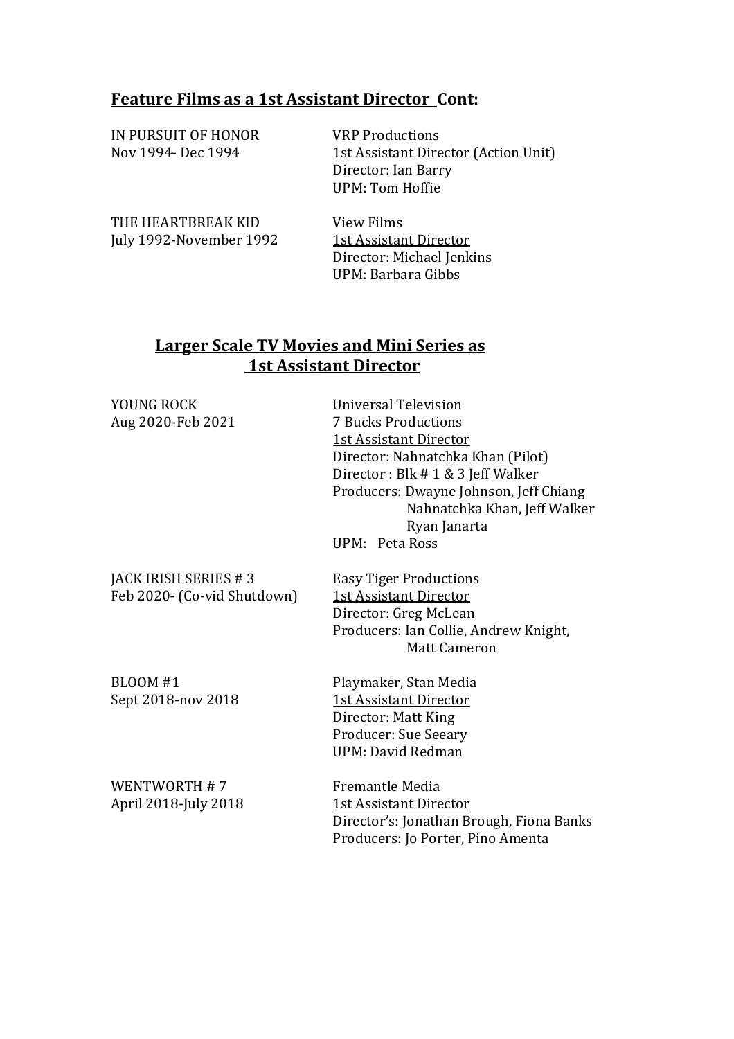## Feature Films as a 1st Assistant Director Cont:

IN PURSUIT OF HONOR
Nov 1994- Dec 1994

VRP Productions
1st Assistant Director (Action Unit)
Director: Ian Barry
UPM: Tom Hoffie

THE HEARTBREAK KID
July 1992-November 1992

View Films
1st Assistant Director
Director: Michael Jenkins
UPM: Barbara Gibbs

## Larger Scale TV Movies and Mini Series as 1st Assistant Director

YOUNG ROCK
Aug 2020-Feb 2021

Universal Television
7 Bucks Productions
1st Assistant Director
Director: Nahnatchka Khan (Pilot)
Director : Blk # 1 & 3 Jeff Walker
Producers: Dwayne Johnson, Jeff Chiang
Nahnatchka Khan, Jeff Walker
Ryan Janarta
UPM: Peta Ross

JACK IRISH SERIES # 3
Feb 2020- (Co-vid Shutdown)

Easy Tiger Productions
1st Assistant Director
Director: Greg McLean
Producers: Ian Collie, Andrew Knight,
Matt Cameron

BLOOM #1
Sept 2018-nov 2018

Playmaker, Stan Media
1st Assistant Director
Director: Matt King
Producer: Sue Seeary
UPM: David Redman

WENTWORTH # 7
April 2018-July 2018

Fremantle Media
1st Assistant Director
Director's: Jonathan Brough, Fiona Banks
Producers: Jo Porter, Pino Amenta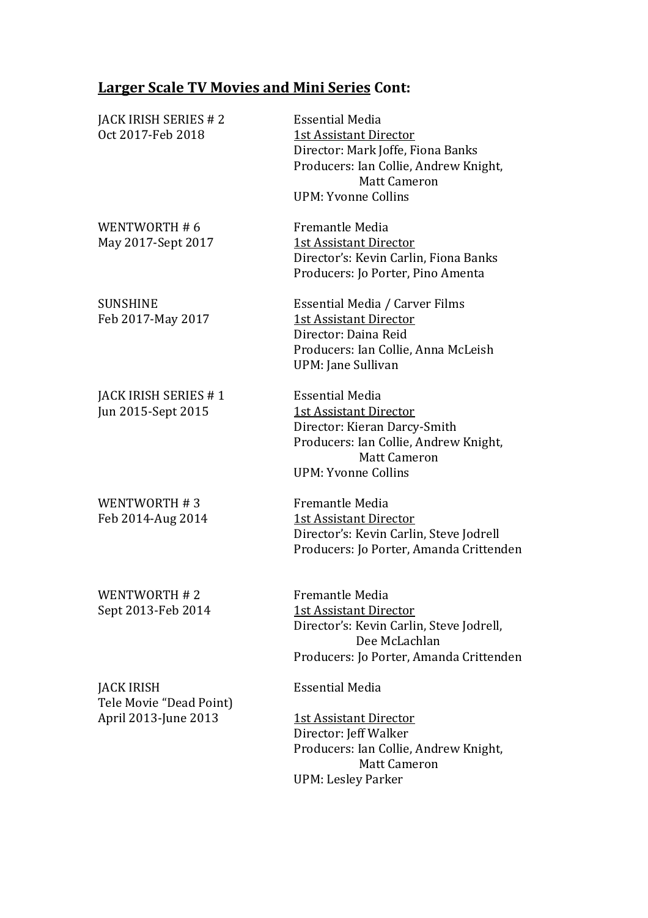## <u>Larger Scale TV Movies and Mini Series</u> Cont:

JACK IRISH SERIES # 2
Oct 2017-Feb 2018

Essential Media
<u>1st Assistant Director</u>
Director: Mark Joffe, Fiona Banks
Producers: Ian Collie, Andrew Knight, Matt Cameron
UPM: Yvonne Collins

WENTWORTH # 6
May 2017-Sept 2017

Fremantle Media
<u>1st Assistant Director</u>
Director's: Kevin Carlin, Fiona Banks
Producers: Jo Porter, Pino Amenta

SUNSHINE
Feb 2017-May 2017

Essential Media / Carver Films
<u>1st Assistant Director</u>
Director: Daina Reid
Producers: Ian Collie, Anna McLeish
UPM: Jane Sullivan

JACK IRISH SERIES # 1
Jun 2015-Sept 2015

Essential Media
<u>1st Assistant Director</u>
Director: Kieran Darcy-Smith
Producers: Ian Collie, Andrew Knight, Matt Cameron
UPM: Yvonne Collins

WENTWORTH # 3
Feb 2014-Aug 2014

Fremantle Media
<u>1st Assistant Director</u>
Director's: Kevin Carlin, Steve Jodrell
Producers: Jo Porter, Amanda Crittenden

WENTWORTH # 2
Sept 2013-Feb 2014

Fremantle Media
<u>1st Assistant Director</u>
Director's: Kevin Carlin, Steve Jodrell, Dee McLachlan
Producers: Jo Porter, Amanda Crittenden

JACK IRISH
Tele Movie "Dead Point)
April 2013-June 2013

Essential Media
<u>1st Assistant Director</u>
Director: Jeff Walker
Producers: Ian Collie, Andrew Knight, Matt Cameron
UPM: Lesley Parker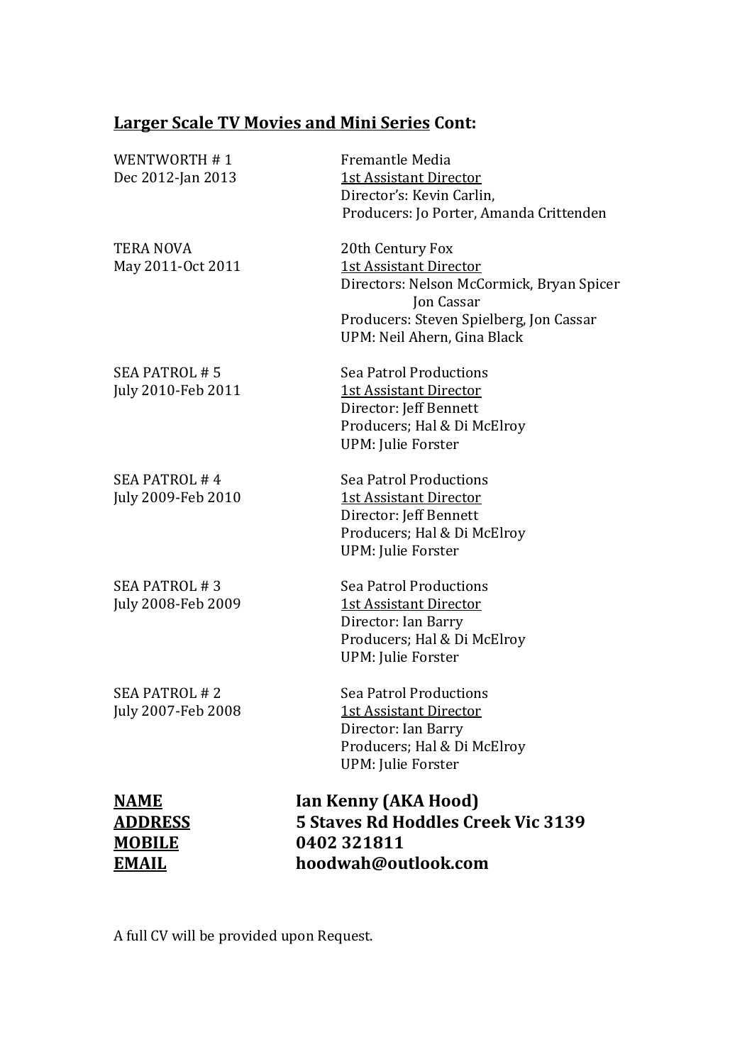**<u>Larger Scale TV Movies and Mini Series</u> Cont:**

WENTWORTH # 1
Dec 2012-Jan 2013

Fremantle Media
<u>1st Assistant Director</u>
Director's: Kevin Carlin,
Producers: Jo Porter, Amanda Crittenden

TERA NOVA
May 2011-Oct 2011

20th Century Fox
<u>1st Assistant Director</u>
Directors: Nelson McCormick, Bryan Spicer
Jon Cassar
Producers: Steven Spielberg, Jon Cassar
UPM: Neil Ahern, Gina Black

SEA PATROL # 5
July 2010-Feb 2011

Sea Patrol Productions
<u>1st Assistant Director</u>
Director: Jeff Bennett
Producers; Hal & Di McElroy
UPM: Julie Forster

SEA PATROL # 4
July 2009-Feb 2010

Sea Patrol Productions
<u>1st Assistant Director</u>
Director: Jeff Bennett
Producers; Hal & Di McElroy
UPM: Julie Forster

SEA PATROL # 3
July 2008-Feb 2009

Sea Patrol Productions
<u>1st Assistant Director</u>
Director: Ian Barry
Producers; Hal & Di McElroy
UPM: Julie Forster

SEA PATROL # 2
July 2007-Feb 2008

Sea Patrol Productions
<u>1st Assistant Director</u>
Director: Ian Barry
Producers; Hal & Di McElroy
UPM: Julie Forster

**<u>NAME</u>** **Ian Kenny (AKA Hood)**
**<u>ADDRESS</u>** **5 Staves Rd Hoddles Creek Vic 3139**
**<u>MOBILE</u>** **0402 321811**
**<u>EMAIL</u>** **hoodwah@outlook.com**

A full CV will be provided upon Request.